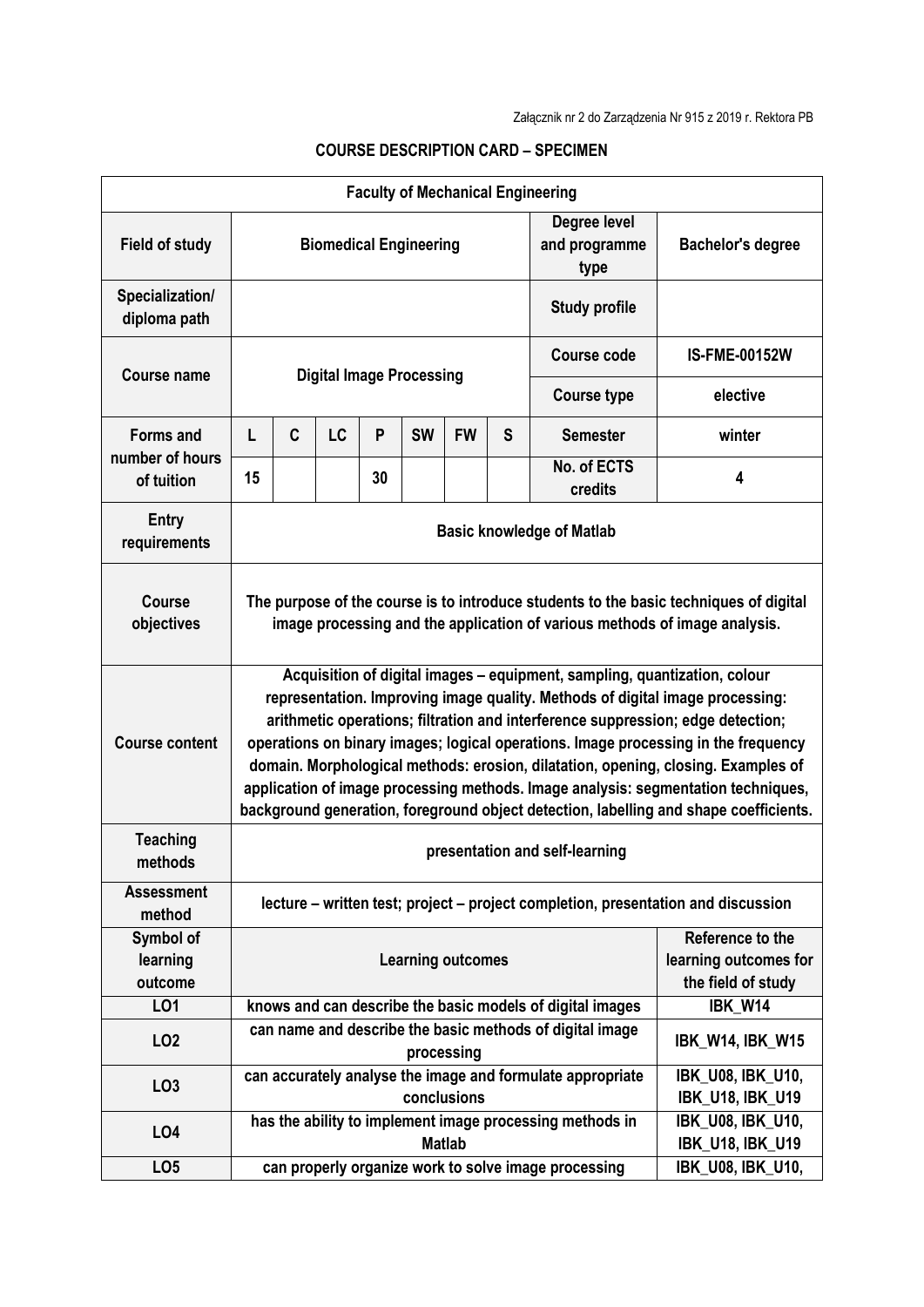Załącznik nr 2 do Zarządzenia Nr 915 z 2019 r. Rektora PB

**COURSE DESCRIPTION CARD – SPECIMEN**

| **Faculty of Mechanical Engineering** | | | | | | | | | |
|---|---|---|---|---|---|---|---|---|---|
| **Field of study** | **Biomedical Engineering** | | | | | | | **Degree level and programme type** | **Bachelor's degree** |
| **Specialization/ diploma path** | | | | | | | | **Study profile** | |
| **Course name** | **Digital Image Processing** | | | | | | | **Course code** | **IS-FME-00152W** |
| | | | | | | | | **Course type** | **elective** |
| **Forms and number of hours of tuition** | **L** | **C** | **LC** | **P** | **SW** | **FW** | **S** | **Semester** | **winter** |
| | **15** | | | **30** | | | | **No. of ECTS credits** | **4** |
| **Entry requirements** | **Basic knowledge of Matlab** | | | | | | | | |
| **Course objectives** | **The purpose of the course is to introduce students to the basic techniques of digital image processing and the application of various methods of image analysis.** | | | | | | | | |
| **Course content** | **Acquisition of digital images – equipment, sampling, quantization, colour representation. Improving image quality. Methods of digital image processing: arithmetic operations; filtration and interference suppression; edge detection; operations on binary images; logical operations. Image processing in the frequency domain. Morphological methods: erosion, dilatation, opening, closing. Examples of application of image processing methods. Image analysis: segmentation techniques, background generation, foreground object detection, labelling and shape coefficients.** | | | | | | | | |
| **Teaching methods** | **presentation and self-learning** | | | | | | | | |
| **Assessment method** | **lecture – written test; project – project completion, presentation and discussion** | | | | | | | | |
| **Symbol of learning outcome** | **Learning outcomes** | | | | | | | | **Reference to the learning outcomes for the field of study** |
| **LO1** | **knows and can describe the basic models of digital images** | | | | | | | | **IBK_W14** |
| **LO2** | **can name and describe the basic methods of digital image processing** | | | | | | | | **IBK_W14, IBK_W15** |
| **LO3** | **can accurately analyse the image and formulate appropriate conclusions** | | | | | | | | **IBK_U08, IBK_U10, IBK_U18, IBK_U19** |
| **LO4** | **has the ability to implement image processing methods in Matlab** | | | | | | | | **IBK_U08, IBK_U10, IBK_U18, IBK_U19** |
| **LO5** | **can properly organize work to solve image processing** | | | | | | | | **IBK_U08, IBK_U10,** |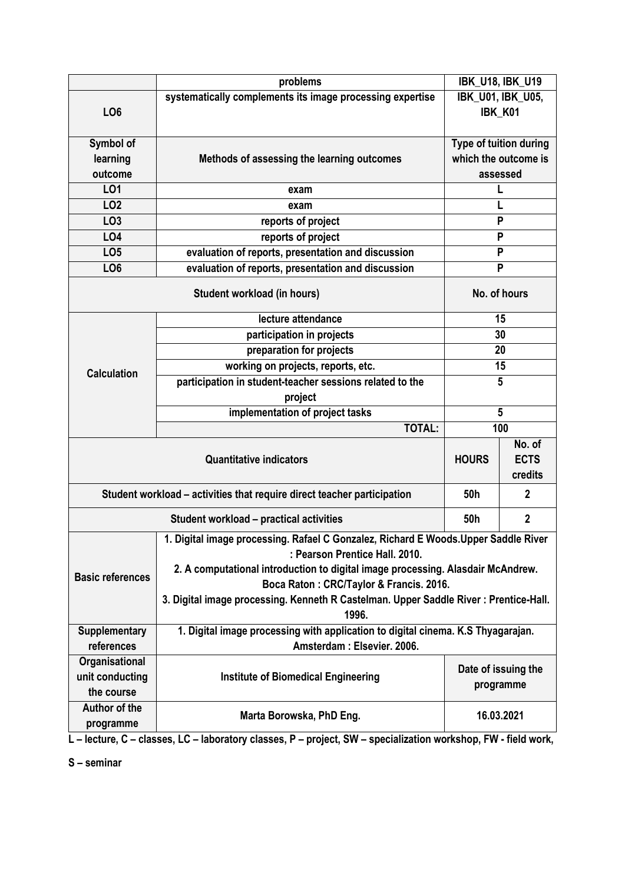| | | |
|---|---|---|
| | problems | IBK_U18, IBK_U19 |
| LO6 | systematically complements its image processing expertise | IBK_U01, IBK_U05, IBK_K01 |

| Symbol of learning outcome | Methods of assessing the learning outcomes | Type of tuition during which the outcome is assessed |
|---|---|---|
| LO1 | exam | L |
| LO2 | exam | L |
| LO3 | reports of project | P |
| LO4 | reports of project | P |
| LO5 | evaluation of reports, presentation and discussion | P |
| LO6 | evaluation of reports, presentation and discussion | P |

| Student workload (in hours) | | No. of hours |
|---|---|---|
| Calculation | lecture attendance | 15 |
| | participation in projects | 30 |
| | preparation for projects | 20 |
| | working on projects, reports, etc. | 15 |
| | participation in student-teacher sessions related to the project | 5 |
| | implementation of project tasks | 5 |
| | **TOTAL:** | 100 |

| Quantitative indicators | HOURS | No. of ECTS credits |
|---|---|---|
| Student workload – activities that require direct teacher participation | 50h | 2 |
| Student workload – practical activities | 50h | 2 |

| | | | |
|---|---|---|---|
| Basic references | 1. Digital image processing. Rafael C Gonzalez, Richard E Woods.Upper Saddle River : Pearson Prentice Hall. 2010.<br>2. A computational introduction to digital image processing. Alasdair McAndrew. Boca Raton : CRC/Taylor & Francis. 2016.<br>3. Digital image processing. Kenneth R Castelman. Upper Saddle River : Prentice-Hall. 1996. | | |
| Supplementary references | 1. Digital image processing with application to digital cinema. K.S Thyagarajan. Amsterdam : Elsevier. 2006. | | |
| Organisational unit conducting the course | Institute of Biomedical Engineering | Date of issuing the programme | |
| Author of the programme | Marta Borowska, PhD Eng. | 16.03.2021 | |

**L – lecture, C – classes, LC – laboratory classes, P – project, SW – specialization workshop, FW - field work, S – seminar**